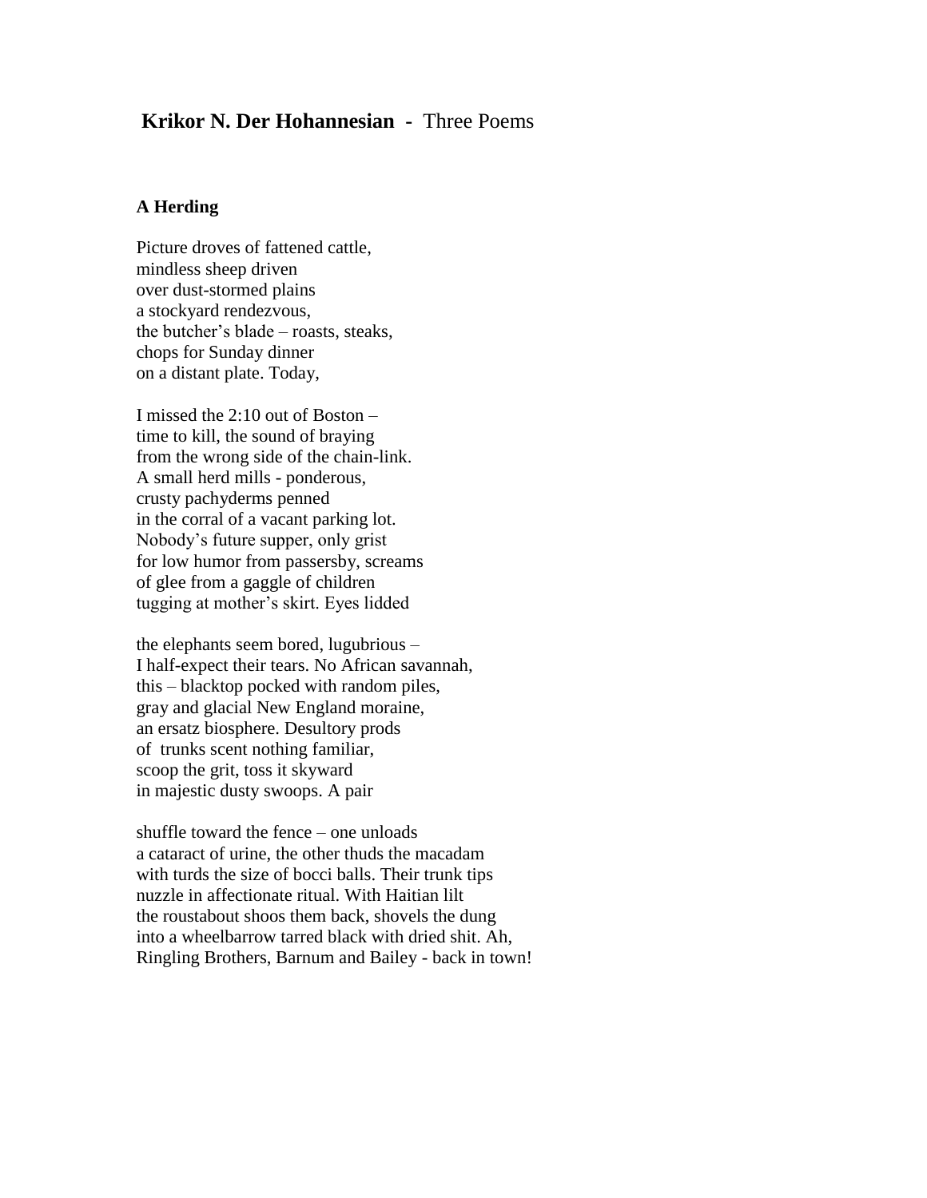## **Krikor N. Der Hohannesian** - Three Poems

### A Herding

Picture droves of fattened cattle,  
mindless sheep driven  
over dust-stormed plains  
a stockyard rendezvous,  
the butcher's blade – roasts, steaks,  
chops for Sunday dinner  
on a distant plate. Today,

I missed the 2:10 out of Boston –  
time to kill, the sound of braying  
from the wrong side of the chain-link.  
A small herd mills - ponderous,  
crusty pachyderms penned  
in the corral of a vacant parking lot.  
Nobody's future supper, only grist  
for low humor from passersby, screams  
of glee from a gaggle of children  
tugging at mother's skirt. Eyes lidded

the elephants seem bored, lugubrious –  
I half-expect their tears. No African savannah,  
this – blacktop pocked with random piles,  
gray and glacial New England moraine,  
an ersatz biosphere. Desultory prods  
of trunks scent nothing familiar,  
scoop the grit, toss it skyward  
in majestic dusty swoops. A pair

shuffle toward the fence – one unloads  
a cataract of urine, the other thuds the macadam  
with turds the size of bocci balls. Their trunk tips  
nuzzle in affectionate ritual. With Haitian lilt  
the roustabout shoos them back, shovels the dung  
into a wheelbarrow tarred black with dried shit. Ah,  
Ringling Brothers, Barnum and Bailey - back in town!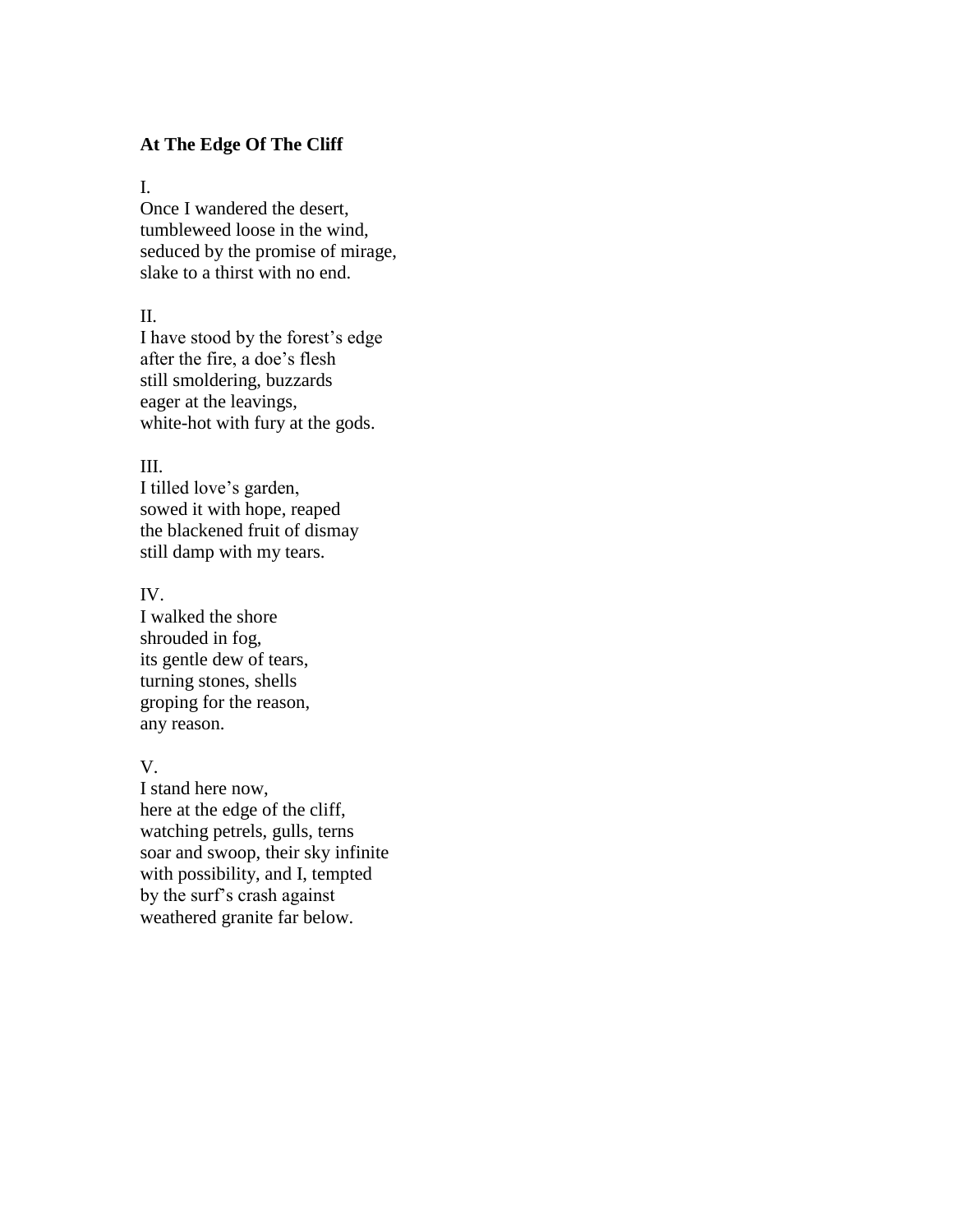**At The Edge Of The Cliff**

I.  
Once I wandered the desert,  
tumbleweed loose in the wind,  
seduced by the promise of mirage,  
slake to a thirst with no end.

II.  
I have stood by the forest's edge  
after the fire, a doe's flesh  
still smoldering, buzzards  
eager at the leavings,  
white-hot with fury at the gods.

III.  
I tilled love's garden,  
sowed it with hope, reaped  
the blackened fruit of dismay  
still damp with my tears.

IV.  
I walked the shore  
shrouded in fog,  
its gentle dew of tears,  
turning stones, shells  
groping for the reason,  
any reason.

V.  
I stand here now,  
here at the edge of the cliff,  
watching petrels, gulls, terns  
soar and swoop, their sky infinite  
with possibility, and I, tempted  
by the surf's crash against  
weathered granite far below.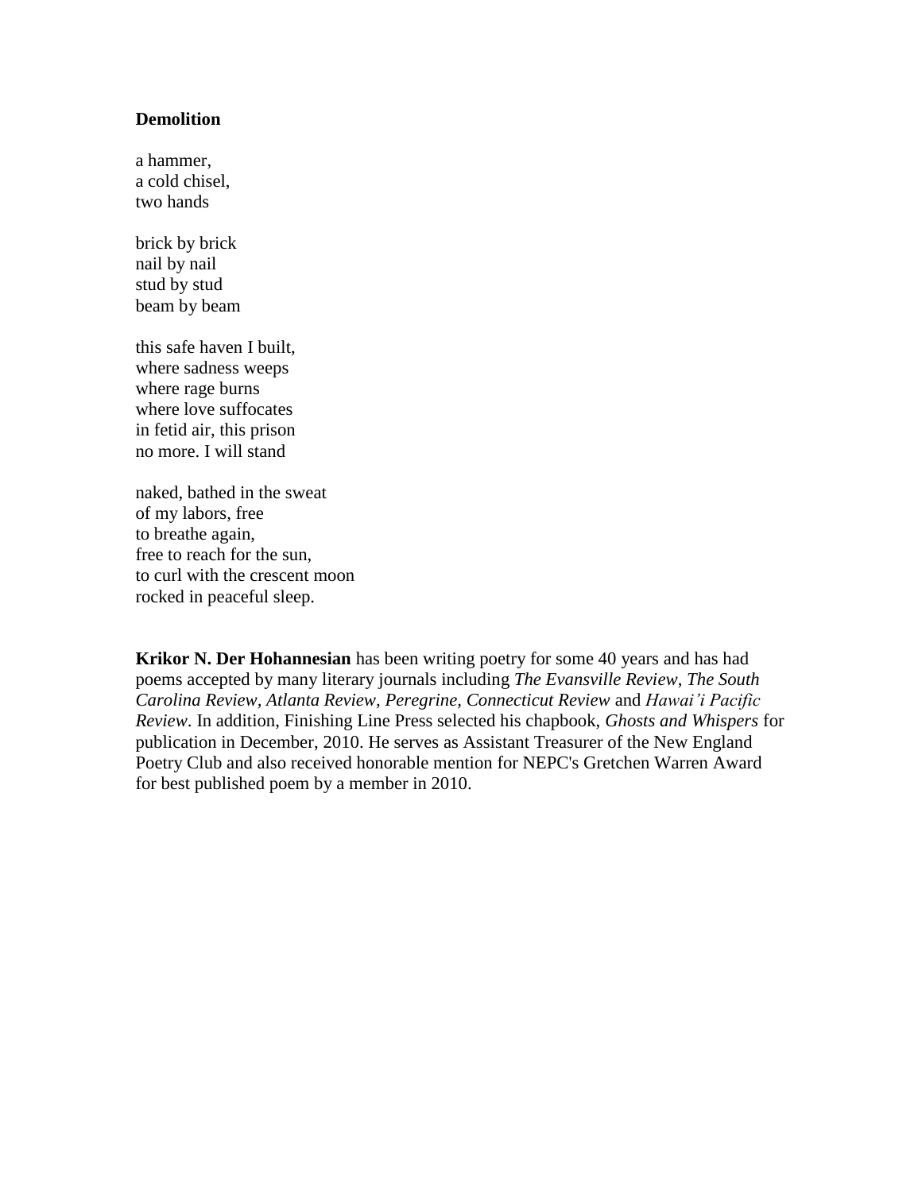**Demolition**

a hammer,
a cold chisel,
two hands

brick by brick
nail by nail
stud by stud
beam by beam

this safe haven I built,
where sadness weeps
where rage burns
where love suffocates
in fetid air, this prison
no more. I will stand

naked, bathed in the sweat
of my labors, free
to breathe again,
free to reach for the sun,
to curl with the crescent moon
rocked in peaceful sleep.

**Krikor N. Der Hohannesian** has been writing poetry for some 40 years and has had poems accepted by many literary journals including *The Evansville Review*, *The South Carolina Review, Atlanta Review, Peregrine, Connecticut Review* and *Hawai'i Pacific Review*. In addition, Finishing Line Press selected his chapbook, *Ghosts and Whispers* for publication in December, 2010. He serves as Assistant Treasurer of the New England Poetry Club and also received honorable mention for NEPC's Gretchen Warren Award for best published poem by a member in 2010.